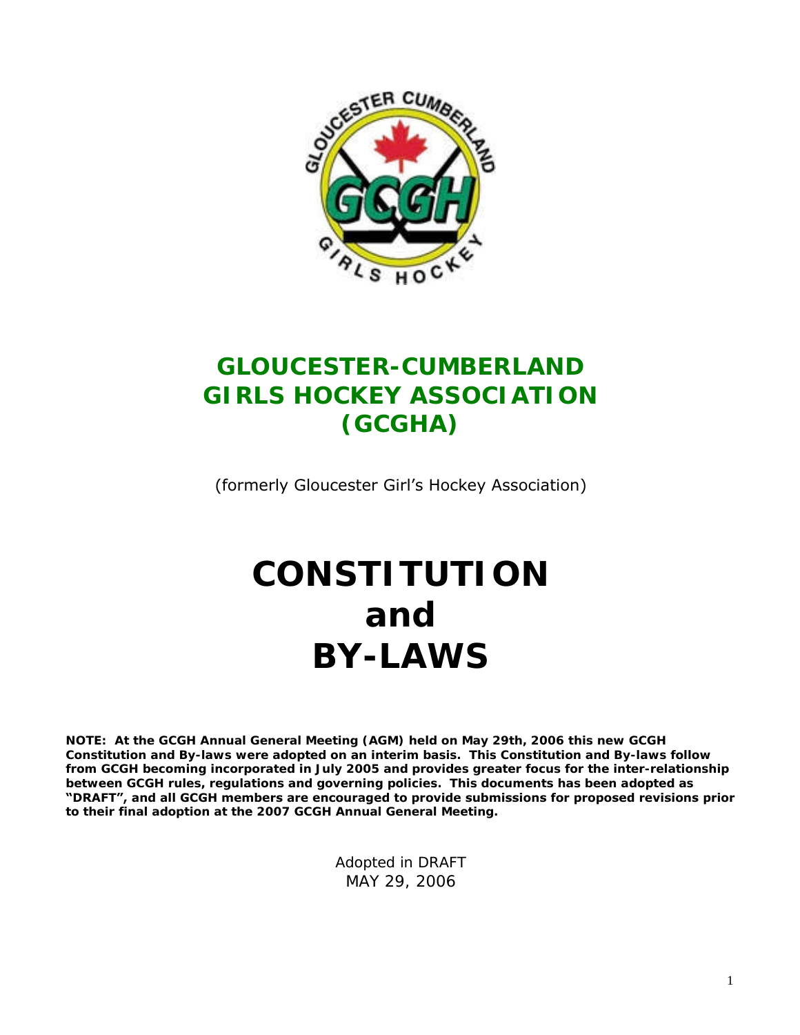# GLOUCESTER-CUMBERLAND GIRLS HOCKEY ASSOCIATION (GCGHA)

(formerly Gloucester Girl's Hockey Association)

# CONSTITUTION and BY-LAWS

**NOTE: At the GCGH Annual General Meeting (AGM) held on May 29th, 2006 this new GCGH Constitution and By-laws were adopted on an interim basis. This Constitution and By-laws follow from GCGH becoming incorporated in July 2005 and provides greater focus for the inter-relationship between GCGH rules, regulations and governing policies. This documents has been adopted as "DRAFT", and all GCGH members are encouraged to provide submissions for proposed revisions prior to their final adoption at the 2007 GCGH Annual General Meeting.**

Adopted in DRAFT
MAY 29, 2006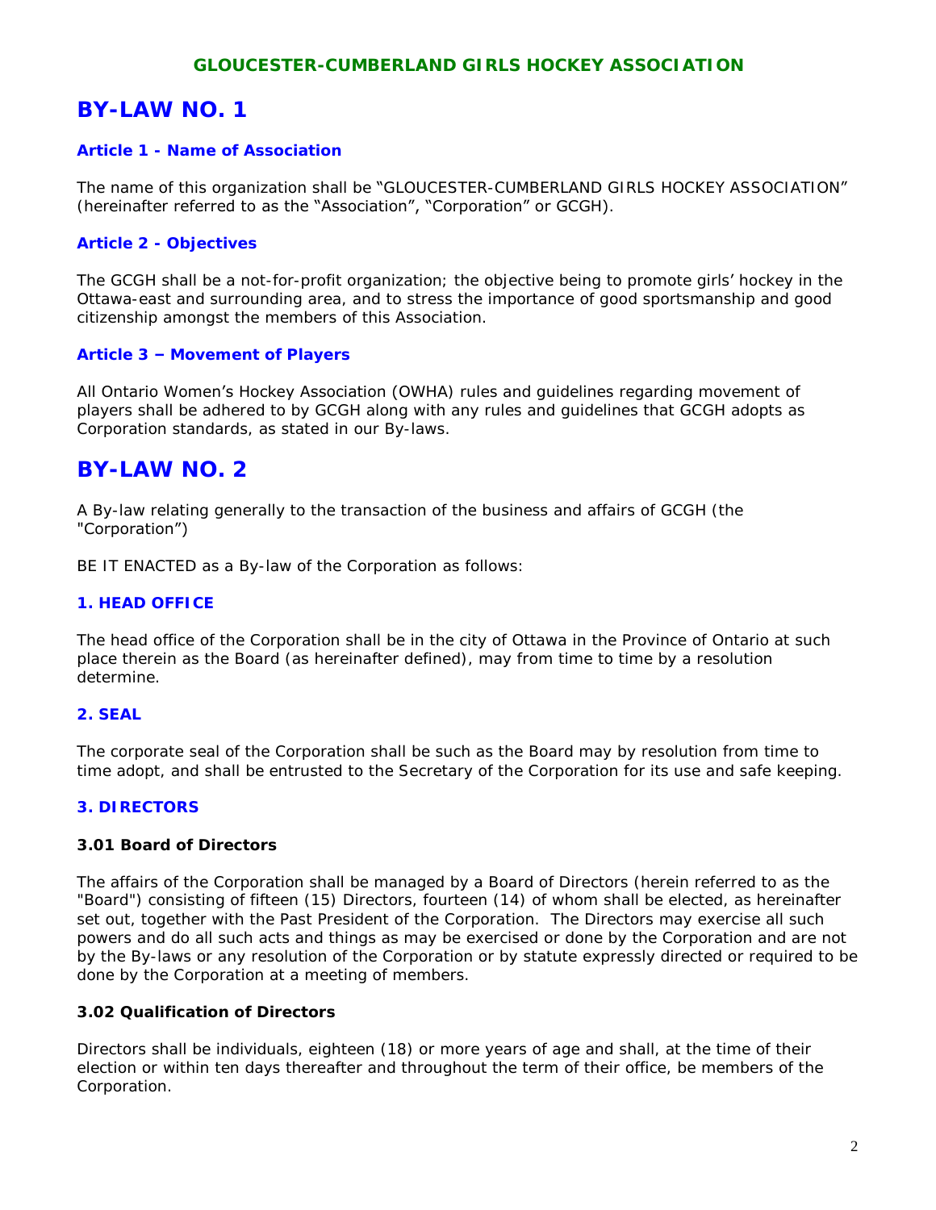**GLOUCESTER-CUMBERLAND GIRLS HOCKEY ASSOCIATION**

# BY-LAW NO. 1

### Article 1 - Name of Association

The name of this organization shall be "GLOUCESTER-CUMBERLAND GIRLS HOCKEY ASSOCIATION" (hereinafter referred to as the "Association", "Corporation" or GCGH).

### Article 2 - Objectives

The GCGH shall be a not-for-profit organization; the objective being to promote girls' hockey in the Ottawa-east and surrounding area, and to stress the importance of good sportsmanship and good citizenship amongst the members of this Association.

### Article 3 – Movement of Players

All Ontario Women's Hockey Association (OWHA) rules and guidelines regarding movement of players shall be adhered to by GCGH along with any rules and guidelines that GCGH adopts as Corporation standards, as stated in our By-laws.

# BY-LAW NO. 2

A By-law relating generally to the transaction of the business and affairs of GCGH (the "Corporation")

BE IT ENACTED as a By-law of the Corporation as follows:

### 1. HEAD OFFICE

The head office of the Corporation shall be in the city of Ottawa in the Province of Ontario at such place therein as the Board (as hereinafter defined), may from time to time by a resolution determine.

### 2. SEAL

The corporate seal of the Corporation shall be such as the Board may by resolution from time to time adopt, and shall be entrusted to the Secretary of the Corporation for its use and safe keeping.

### 3. DIRECTORS

#### 3.01 Board of Directors

The affairs of the Corporation shall be managed by a Board of Directors (herein referred to as the "Board") consisting of fifteen (15) Directors, fourteen (14) of whom shall be elected, as hereinafter set out, together with the Past President of the Corporation. The Directors may exercise all such powers and do all such acts and things as may be exercised or done by the Corporation and are not by the By-laws or any resolution of the Corporation or by statute expressly directed or required to be done by the Corporation at a meeting of members.

#### 3.02 Qualification of Directors

Directors shall be individuals, eighteen (18) or more years of age and shall, at the time of their election or within ten days thereafter and throughout the term of their office, be members of the Corporation.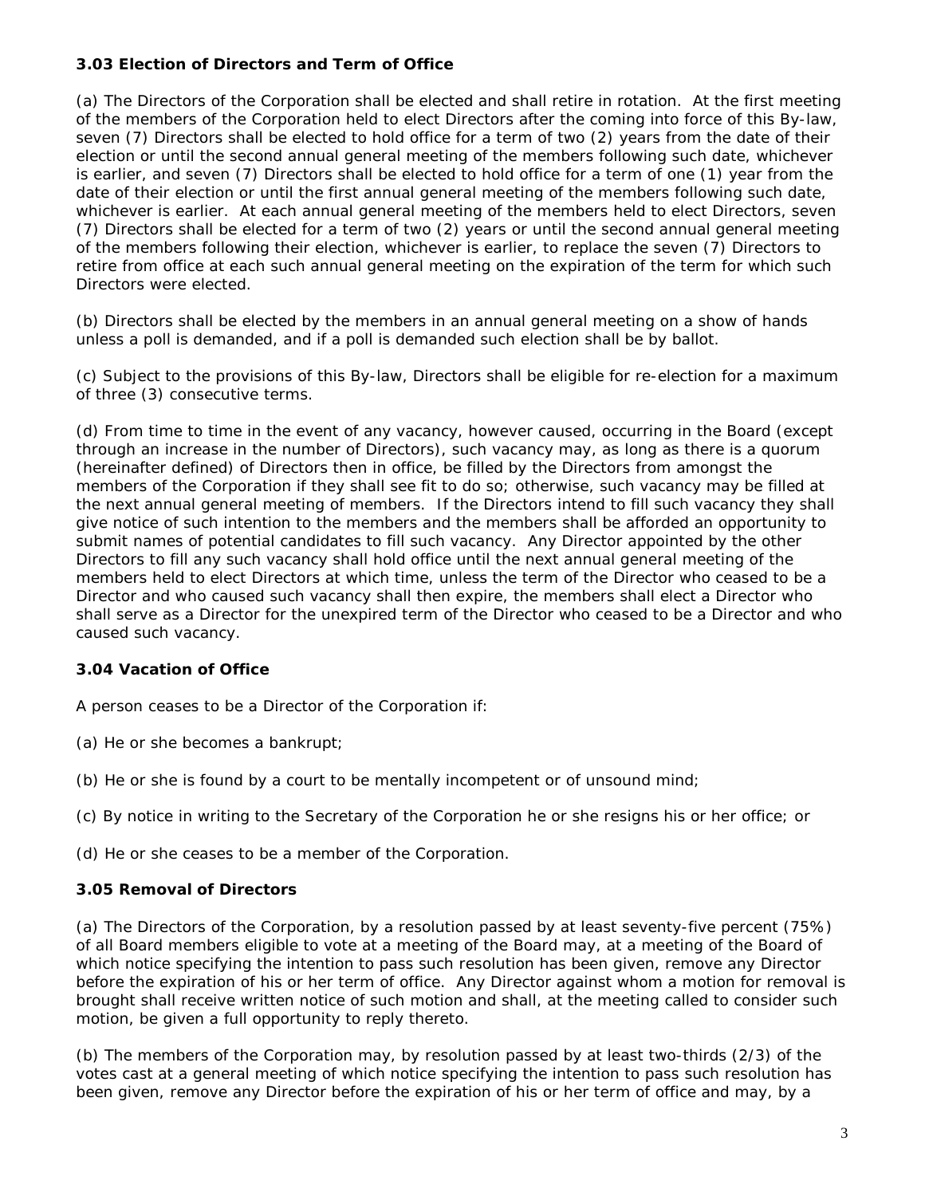### 3.03 Election of Directors and Term of Office

(a) The Directors of the Corporation shall be elected and shall retire in rotation. At the first meeting of the members of the Corporation held to elect Directors after the coming into force of this By-law, seven (7) Directors shall be elected to hold office for a term of two (2) years from the date of their election or until the second annual general meeting of the members following such date, whichever is earlier, and seven (7) Directors shall be elected to hold office for a term of one (1) year from the date of their election or until the first annual general meeting of the members following such date, whichever is earlier. At each annual general meeting of the members held to elect Directors, seven (7) Directors shall be elected for a term of two (2) years or until the second annual general meeting of the members following their election, whichever is earlier, to replace the seven (7) Directors to retire from office at each such annual general meeting on the expiration of the term for which such Directors were elected.

(b) Directors shall be elected by the members in an annual general meeting on a show of hands unless a poll is demanded, and if a poll is demanded such election shall be by ballot.

(c) Subject to the provisions of this By-law, Directors shall be eligible for re-election for a maximum of three (3) consecutive terms.

(d) From time to time in the event of any vacancy, however caused, occurring in the Board (except through an increase in the number of Directors), such vacancy may, as long as there is a quorum (hereinafter defined) of Directors then in office, be filled by the Directors from amongst the members of the Corporation if they shall see fit to do so; otherwise, such vacancy may be filled at the next annual general meeting of members. If the Directors intend to fill such vacancy they shall give notice of such intention to the members and the members shall be afforded an opportunity to submit names of potential candidates to fill such vacancy. Any Director appointed by the other Directors to fill any such vacancy shall hold office until the next annual general meeting of the members held to elect Directors at which time, unless the term of the Director who ceased to be a Director and who caused such vacancy shall then expire, the members shall elect a Director who shall serve as a Director for the unexpired term of the Director who ceased to be a Director and who caused such vacancy.

### 3.04 Vacation of Office

A person ceases to be a Director of the Corporation if:

(a) He or she becomes a bankrupt;

(b) He or she is found by a court to be mentally incompetent or of unsound mind;

(c) By notice in writing to the Secretary of the Corporation he or she resigns his or her office; or

(d) He or she ceases to be a member of the Corporation.

### 3.05 Removal of Directors

(a) The Directors of the Corporation, by a resolution passed by at least seventy-five percent (75%) of all Board members eligible to vote at a meeting of the Board may, at a meeting of the Board of which notice specifying the intention to pass such resolution has been given, remove any Director before the expiration of his or her term of office. Any Director against whom a motion for removal is brought shall receive written notice of such motion and shall, at the meeting called to consider such motion, be given a full opportunity to reply thereto.

(b) The members of the Corporation may, by resolution passed by at least two-thirds (2/3) of the votes cast at a general meeting of which notice specifying the intention to pass such resolution has been given, remove any Director before the expiration of his or her term of office and may, by a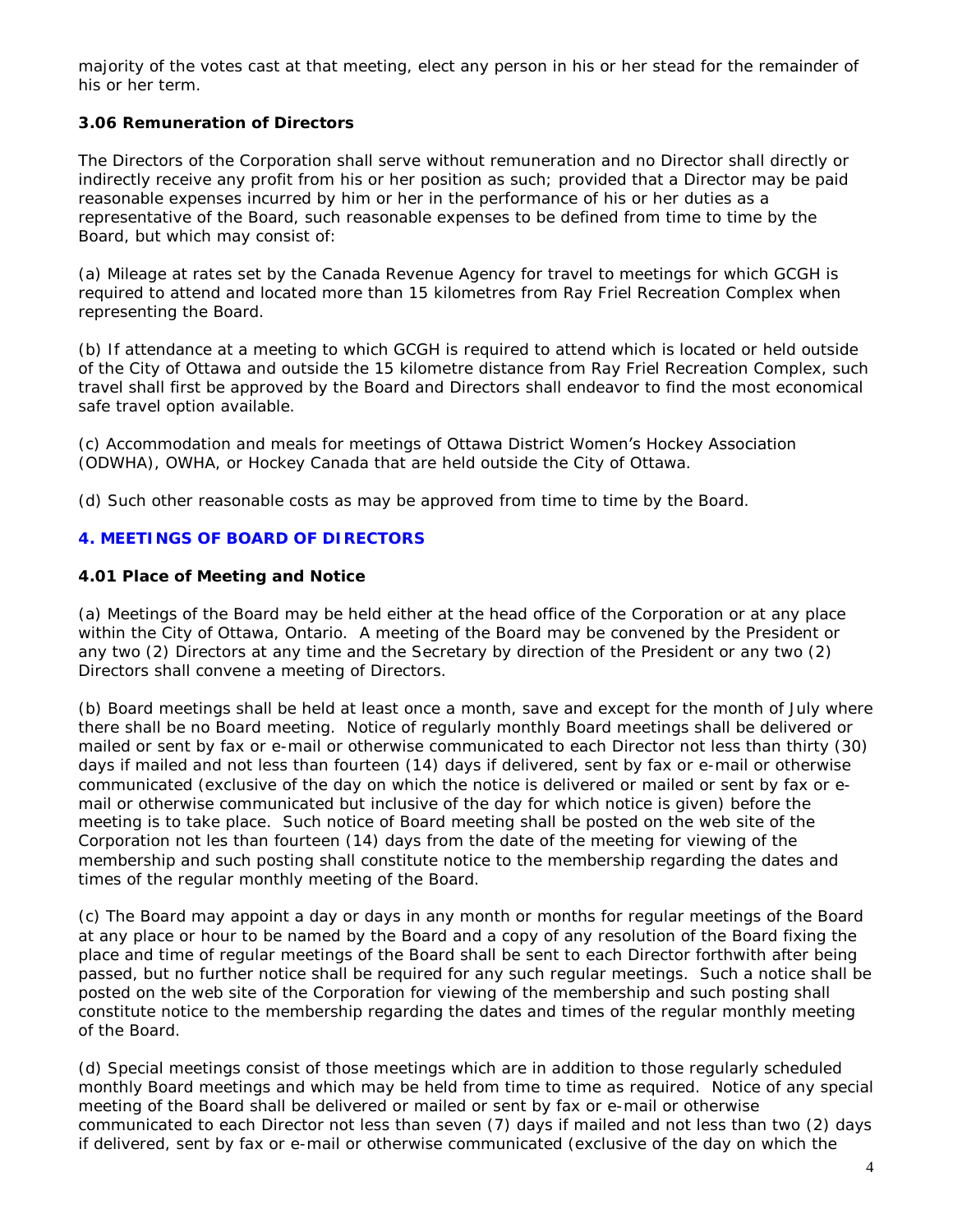majority of the votes cast at that meeting, elect any person in his or her stead for the remainder of his or her term.

### 3.06 Remuneration of Directors

The Directors of the Corporation shall serve without remuneration and no Director shall directly or indirectly receive any profit from his or her position as such; provided that a Director may be paid reasonable expenses incurred by him or her in the performance of his or her duties as a representative of the Board, such reasonable expenses to be defined from time to time by the Board, but which may consist of:

(a) Mileage at rates set by the Canada Revenue Agency for travel to meetings for which GCGH is required to attend and located more than 15 kilometres from Ray Friel Recreation Complex when representing the Board.

(b) If attendance at a meeting to which GCGH is required to attend which is located or held outside of the City of Ottawa and outside the 15 kilometre distance from Ray Friel Recreation Complex, such travel shall first be approved by the Board and Directors shall endeavor to find the most economical safe travel option available.

(c) Accommodation and meals for meetings of Ottawa District Women's Hockey Association (ODWHA), OWHA, or Hockey Canada that are held outside the City of Ottawa.

(d) Such other reasonable costs as may be approved from time to time by the Board.

## 4. MEETINGS OF BOARD OF DIRECTORS

### 4.01 Place of Meeting and Notice

(a) Meetings of the Board may be held either at the head office of the Corporation or at any place within the City of Ottawa, Ontario. A meeting of the Board may be convened by the President or any two (2) Directors at any time and the Secretary by direction of the President or any two (2) Directors shall convene a meeting of Directors.

(b) Board meetings shall be held at least once a month, save and except for the month of July where there shall be no Board meeting. Notice of regularly monthly Board meetings shall be delivered or mailed or sent by fax or e-mail or otherwise communicated to each Director not less than thirty (30) days if mailed and not less than fourteen (14) days if delivered, sent by fax or e-mail or otherwise communicated (exclusive of the day on which the notice is delivered or mailed or sent by fax or e-mail or otherwise communicated but inclusive of the day for which notice is given) before the meeting is to take place. Such notice of Board meeting shall be posted on the web site of the Corporation not les than fourteen (14) days from the date of the meeting for viewing of the membership and such posting shall constitute notice to the membership regarding the dates and times of the regular monthly meeting of the Board.

(c) The Board may appoint a day or days in any month or months for regular meetings of the Board at any place or hour to be named by the Board and a copy of any resolution of the Board fixing the place and time of regular meetings of the Board shall be sent to each Director forthwith after being passed, but no further notice shall be required for any such regular meetings. Such a notice shall be posted on the web site of the Corporation for viewing of the membership and such posting shall constitute notice to the membership regarding the dates and times of the regular monthly meeting of the Board.

(d) Special meetings consist of those meetings which are in addition to those regularly scheduled monthly Board meetings and which may be held from time to time as required. Notice of any special meeting of the Board shall be delivered or mailed or sent by fax or e-mail or otherwise communicated to each Director not less than seven (7) days if mailed and not less than two (2) days if delivered, sent by fax or e-mail or otherwise communicated (exclusive of the day on which the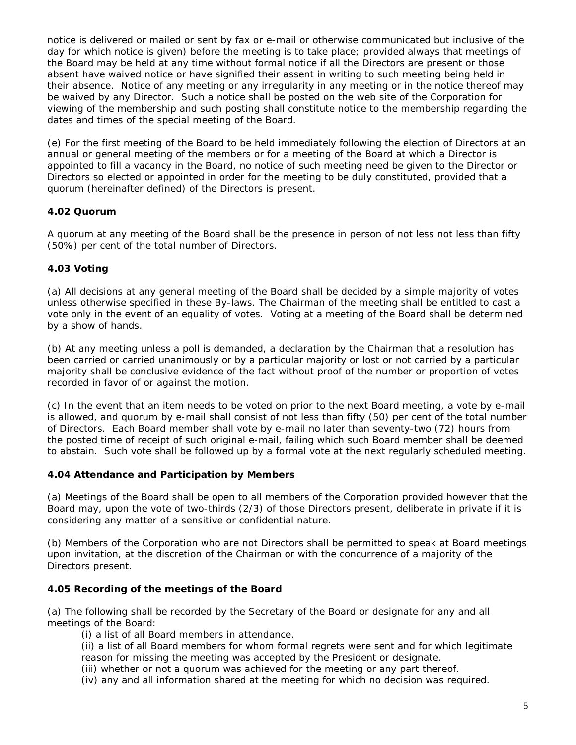notice is delivered or mailed or sent by fax or e-mail or otherwise communicated but inclusive of the day for which notice is given) before the meeting is to take place; provided always that meetings of the Board may be held at any time without formal notice if all the Directors are present or those absent have waived notice or have signified their assent in writing to such meeting being held in their absence. Notice of any meeting or any irregularity in any meeting or in the notice thereof may be waived by any Director. Such a notice shall be posted on the web site of the Corporation for viewing of the membership and such posting shall constitute notice to the membership regarding the dates and times of the special meeting of the Board.

(e) For the first meeting of the Board to be held immediately following the election of Directors at an annual or general meeting of the members or for a meeting of the Board at which a Director is appointed to fill a vacancy in the Board, no notice of such meeting need be given to the Director or Directors so elected or appointed in order for the meeting to be duly constituted, provided that a quorum (hereinafter defined) of the Directors is present.

**4.02 Quorum**

A quorum at any meeting of the Board shall be the presence in person of not less not less than fifty (50%) per cent of the total number of Directors.

**4.03 Voting**

(a) All decisions at any general meeting of the Board shall be decided by a simple majority of votes unless otherwise specified in these By-laws. The Chairman of the meeting shall be entitled to cast a vote only in the event of an equality of votes. Voting at a meeting of the Board shall be determined by a show of hands.

(b) At any meeting unless a poll is demanded, a declaration by the Chairman that a resolution has been carried or carried unanimously or by a particular majority or lost or not carried by a particular majority shall be conclusive evidence of the fact without proof of the number or proportion of votes recorded in favor of or against the motion.

(c) In the event that an item needs to be voted on prior to the next Board meeting, a vote by e-mail is allowed, and quorum by e-mail shall consist of not less than fifty (50) per cent of the total number of Directors. Each Board member shall vote by e-mail no later than seventy-two (72) hours from the posted time of receipt of such original e-mail, failing which such Board member shall be deemed to abstain. Such vote shall be followed up by a formal vote at the next regularly scheduled meeting.

**4.04 Attendance and Participation by Members**

(a) Meetings of the Board shall be open to all members of the Corporation provided however that the Board may, upon the vote of two-thirds (2/3) of those Directors present, deliberate in private if it is considering any matter of a sensitive or confidential nature.

(b) Members of the Corporation who are not Directors shall be permitted to speak at Board meetings upon invitation, at the discretion of the Chairman or with the concurrence of a majority of the Directors present.

**4.05 Recording of the meetings of the Board**

(a) The following shall be recorded by the Secretary of the Board or designate for any and all meetings of the Board:

(i) a list of all Board members in attendance.

(ii) a list of all Board members for whom formal regrets were sent and for which legitimate reason for missing the meeting was accepted by the President or designate.

(iii) whether or not a quorum was achieved for the meeting or any part thereof.

(iv) any and all information shared at the meeting for which no decision was required.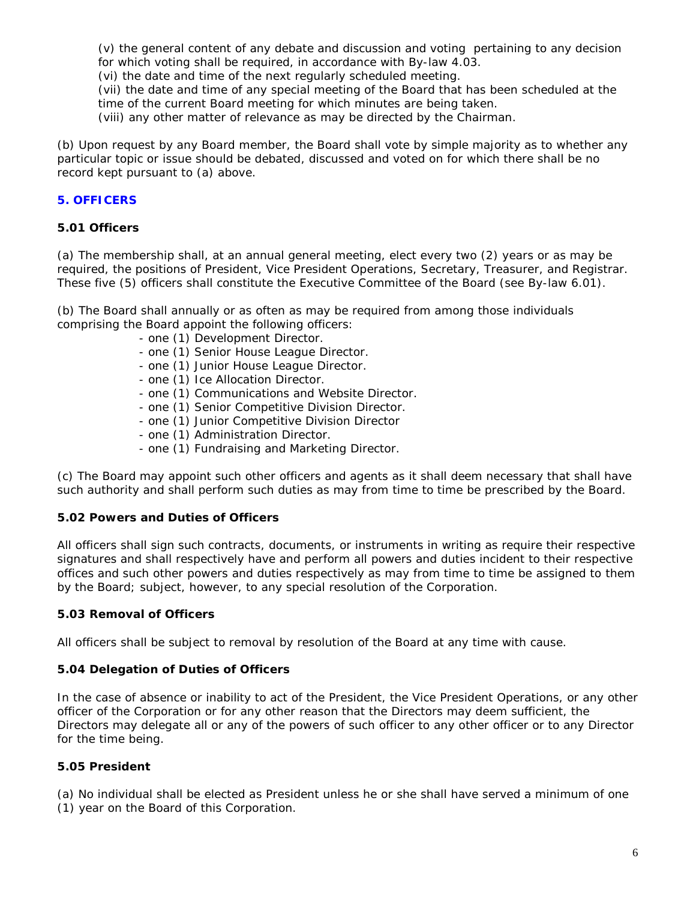(v) the general content of any debate and discussion and voting pertaining to any decision for which voting shall be required, in accordance with By-law 4.03.
(vi) the date and time of the next regularly scheduled meeting.
(vii) the date and time of any special meeting of the Board that has been scheduled at the time of the current Board meeting for which minutes are being taken.
(viii) any other matter of relevance as may be directed by the Chairman.

(b) Upon request by any Board member, the Board shall vote by simple majority as to whether any particular topic or issue should be debated, discussed and voted on for which there shall be no record kept pursuant to (a) above.

## 5. OFFICERS

### 5.01 Officers

(a) The membership shall, at an annual general meeting, elect every two (2) years or as may be required, the positions of President, Vice President Operations, Secretary, Treasurer, and Registrar. These five (5) officers shall constitute the Executive Committee of the Board (see By-law 6.01).

(b) The Board shall annually or as often as may be required from among those individuals comprising the Board appoint the following officers:

- one (1) Development Director.
- one (1) Senior House League Director.
- one (1) Junior House League Director.
- one (1) Ice Allocation Director.
- one (1) Communications and Website Director.
- one (1) Senior Competitive Division Director.
- one (1) Junior Competitive Division Director
- one (1) Administration Director.
- one (1) Fundraising and Marketing Director.

(c) The Board may appoint such other officers and agents as it shall deem necessary that shall have such authority and shall perform such duties as may from time to time be prescribed by the Board.

### 5.02 Powers and Duties of Officers

All officers shall sign such contracts, documents, or instruments in writing as require their respective signatures and shall respectively have and perform all powers and duties incident to their respective offices and such other powers and duties respectively as may from time to time be assigned to them by the Board; subject, however, to any special resolution of the Corporation.

### 5.03 Removal of Officers

All officers shall be subject to removal by resolution of the Board at any time with cause.

### 5.04 Delegation of Duties of Officers

In the case of absence or inability to act of the President, the Vice President Operations, or any other officer of the Corporation or for any other reason that the Directors may deem sufficient, the Directors may delegate all or any of the powers of such officer to any other officer or to any Director for the time being.

### 5.05 President

(a) No individual shall be elected as President unless he or she shall have served a minimum of one (1) year on the Board of this Corporation.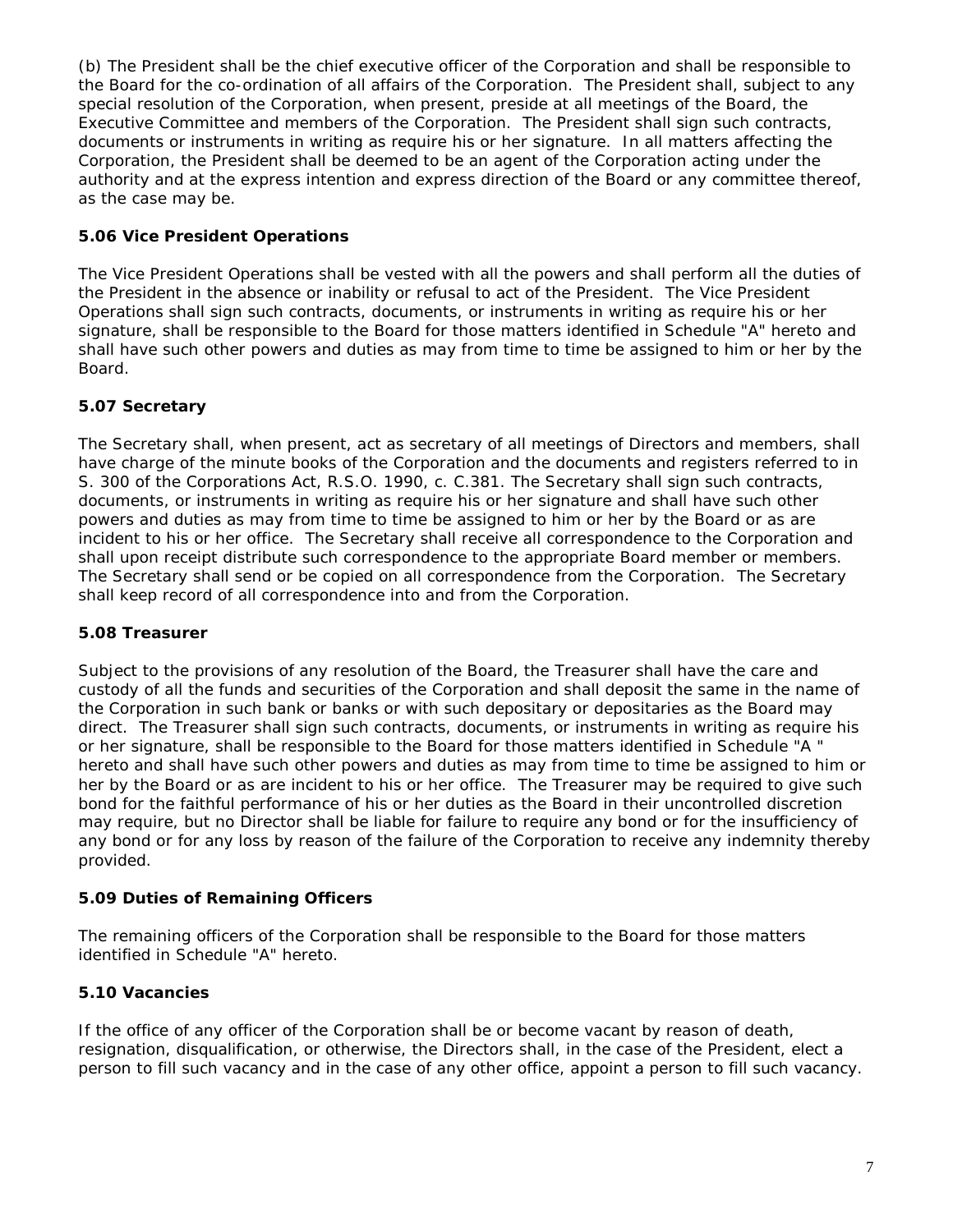(b) The President shall be the chief executive officer of the Corporation and shall be responsible to the Board for the co-ordination of all affairs of the Corporation. The President shall, subject to any special resolution of the Corporation, when present, preside at all meetings of the Board, the Executive Committee and members of the Corporation. The President shall sign such contracts, documents or instruments in writing as require his or her signature. In all matters affecting the Corporation, the President shall be deemed to be an agent of the Corporation acting under the authority and at the express intention and express direction of the Board or any committee thereof, as the case may be.

### 5.06 Vice President Operations

The Vice President Operations shall be vested with all the powers and shall perform all the duties of the President in the absence or inability or refusal to act of the President. The Vice President Operations shall sign such contracts, documents, or instruments in writing as require his or her signature, shall be responsible to the Board for those matters identified in Schedule "A" hereto and shall have such other powers and duties as may from time to time be assigned to him or her by the Board.

### 5.07 Secretary

The Secretary shall, when present, act as secretary of all meetings of Directors and members, shall have charge of the minute books of the Corporation and the documents and registers referred to in S. 300 of the Corporations Act, R.S.O. 1990, c. C.381. The Secretary shall sign such contracts, documents, or instruments in writing as require his or her signature and shall have such other powers and duties as may from time to time be assigned to him or her by the Board or as are incident to his or her office. The Secretary shall receive all correspondence to the Corporation and shall upon receipt distribute such correspondence to the appropriate Board member or members. The Secretary shall send or be copied on all correspondence from the Corporation. The Secretary shall keep record of all correspondence into and from the Corporation.

### 5.08 Treasurer

Subject to the provisions of any resolution of the Board, the Treasurer shall have the care and custody of all the funds and securities of the Corporation and shall deposit the same in the name of the Corporation in such bank or banks or with such depositary or depositaries as the Board may direct. The Treasurer shall sign such contracts, documents, or instruments in writing as require his or her signature, shall be responsible to the Board for those matters identified in Schedule "A " hereto and shall have such other powers and duties as may from time to time be assigned to him or her by the Board or as are incident to his or her office. The Treasurer may be required to give such bond for the faithful performance of his or her duties as the Board in their uncontrolled discretion may require, but no Director shall be liable for failure to require any bond or for the insufficiency of any bond or for any loss by reason of the failure of the Corporation to receive any indemnity thereby provided.

### 5.09 Duties of Remaining Officers

The remaining officers of the Corporation shall be responsible to the Board for those matters identified in Schedule "A" hereto.

### 5.10 Vacancies

If the office of any officer of the Corporation shall be or become vacant by reason of death, resignation, disqualification, or otherwise, the Directors shall, in the case of the President, elect a person to fill such vacancy and in the case of any other office, appoint a person to fill such vacancy.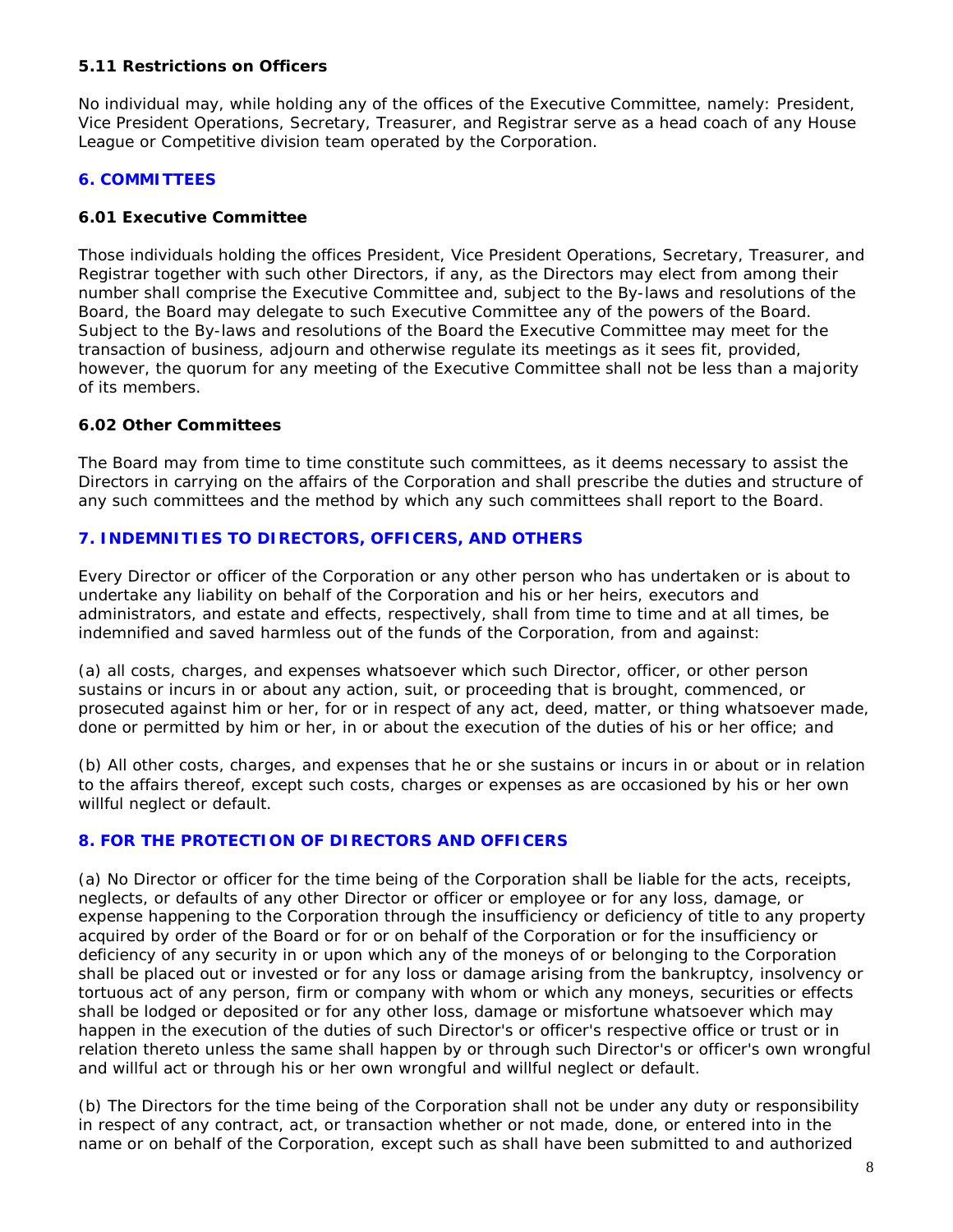### 5.11 Restrictions on Officers

No individual may, while holding any of the offices of the Executive Committee, namely: President, Vice President Operations, Secretary, Treasurer, and Registrar serve as a head coach of any House League or Competitive division team operated by the Corporation.

## 6. COMMITTEES

### 6.01 Executive Committee

Those individuals holding the offices President, Vice President Operations, Secretary, Treasurer, and Registrar together with such other Directors, if any, as the Directors may elect from among their number shall comprise the Executive Committee and, subject to the By-laws and resolutions of the Board, the Board may delegate to such Executive Committee any of the powers of the Board. Subject to the By-laws and resolutions of the Board the Executive Committee may meet for the transaction of business, adjourn and otherwise regulate its meetings as it sees fit, provided, however, the quorum for any meeting of the Executive Committee shall not be less than a majority of its members.

### 6.02 Other Committees

The Board may from time to time constitute such committees, as it deems necessary to assist the Directors in carrying on the affairs of the Corporation and shall prescribe the duties and structure of any such committees and the method by which any such committees shall report to the Board.

## 7. INDEMNITIES TO DIRECTORS, OFFICERS, AND OTHERS

Every Director or officer of the Corporation or any other person who has undertaken or is about to undertake any liability on behalf of the Corporation and his or her heirs, executors and administrators, and estate and effects, respectively, shall from time to time and at all times, be indemnified and saved harmless out of the funds of the Corporation, from and against:

(a) all costs, charges, and expenses whatsoever which such Director, officer, or other person sustains or incurs in or about any action, suit, or proceeding that is brought, commenced, or prosecuted against him or her, for or in respect of any act, deed, matter, or thing whatsoever made, done or permitted by him or her, in or about the execution of the duties of his or her office; and

(b) All other costs, charges, and expenses that he or she sustains or incurs in or about or in relation to the affairs thereof, except such costs, charges or expenses as are occasioned by his or her own willful neglect or default.

## 8. FOR THE PROTECTION OF DIRECTORS AND OFFICERS

(a) No Director or officer for the time being of the Corporation shall be liable for the acts, receipts, neglects, or defaults of any other Director or officer or employee or for any loss, damage, or expense happening to the Corporation through the insufficiency or deficiency of title to any property acquired by order of the Board or for or on behalf of the Corporation or for the insufficiency or deficiency of any security in or upon which any of the moneys of or belonging to the Corporation shall be placed out or invested or for any loss or damage arising from the bankruptcy, insolvency or tortuous act of any person, firm or company with whom or which any moneys, securities or effects shall be lodged or deposited or for any other loss, damage or misfortune whatsoever which may happen in the execution of the duties of such Director's or officer's respective office or trust or in relation thereto unless the same shall happen by or through such Director's or officer's own wrongful and willful act or through his or her own wrongful and willful neglect or default.

(b) The Directors for the time being of the Corporation shall not be under any duty or responsibility in respect of any contract, act, or transaction whether or not made, done, or entered into in the name or on behalf of the Corporation, except such as shall have been submitted to and authorized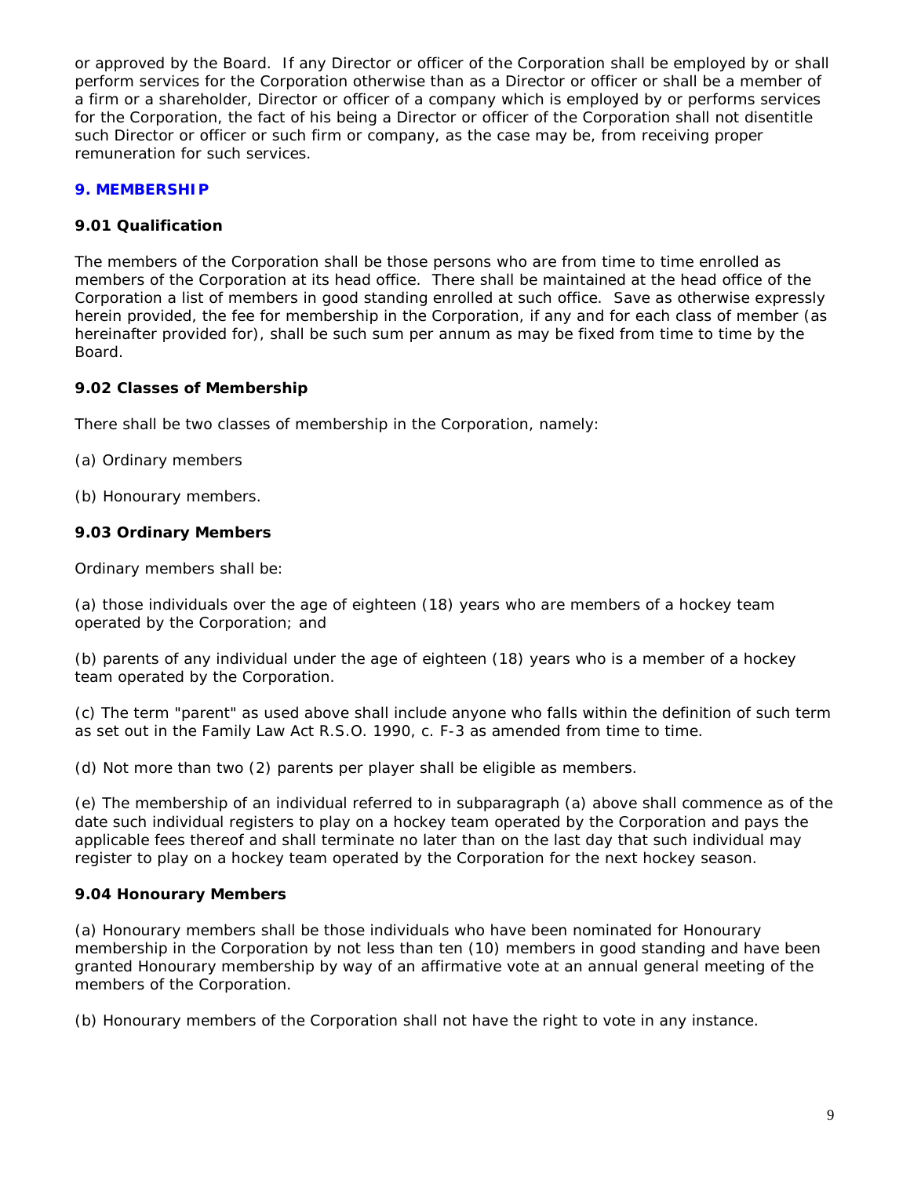or approved by the Board. If any Director or officer of the Corporation shall be employed by or shall perform services for the Corporation otherwise than as a Director or officer or shall be a member of a firm or a shareholder, Director or officer of a company which is employed by or performs services for the Corporation, the fact of his being a Director or officer of the Corporation shall not disentitle such Director or officer or such firm or company, as the case may be, from receiving proper remuneration for such services.

## 9. MEMBERSHIP

### 9.01 Qualification

The members of the Corporation shall be those persons who are from time to time enrolled as members of the Corporation at its head office. There shall be maintained at the head office of the Corporation a list of members in good standing enrolled at such office. Save as otherwise expressly herein provided, the fee for membership in the Corporation, if any and for each class of member (as hereinafter provided for), shall be such sum per annum as may be fixed from time to time by the Board.

### 9.02 Classes of Membership

There shall be two classes of membership in the Corporation, namely:

(a) Ordinary members

(b) Honourary members.

### 9.03 Ordinary Members

Ordinary members shall be:

(a) those individuals over the age of eighteen (18) years who are members of a hockey team operated by the Corporation; and

(b) parents of any individual under the age of eighteen (18) years who is a member of a hockey team operated by the Corporation.

(c) The term "parent" as used above shall include anyone who falls within the definition of such term as set out in the Family Law Act R.S.O. 1990, c. F-3 as amended from time to time.

(d) Not more than two (2) parents per player shall be eligible as members.

(e) The membership of an individual referred to in subparagraph (a) above shall commence as of the date such individual registers to play on a hockey team operated by the Corporation and pays the applicable fees thereof and shall terminate no later than on the last day that such individual may register to play on a hockey team operated by the Corporation for the next hockey season.

### 9.04 Honourary Members

(a) Honourary members shall be those individuals who have been nominated for Honourary membership in the Corporation by not less than ten (10) members in good standing and have been granted Honourary membership by way of an affirmative vote at an annual general meeting of the members of the Corporation.

(b) Honourary members of the Corporation shall not have the right to vote in any instance.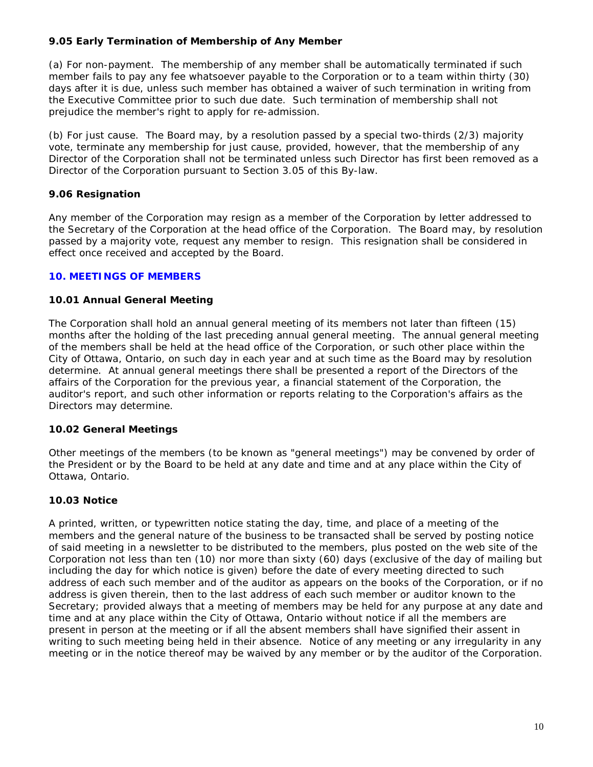### 9.05 Early Termination of Membership of Any Member

(a) For non-payment. The membership of any member shall be automatically terminated if such member fails to pay any fee whatsoever payable to the Corporation or to a team within thirty (30) days after it is due, unless such member has obtained a waiver of such termination in writing from the Executive Committee prior to such due date. Such termination of membership shall not prejudice the member's right to apply for re-admission.

(b) For just cause. The Board may, by a resolution passed by a special two-thirds (2/3) majority vote, terminate any membership for just cause, provided, however, that the membership of any Director of the Corporation shall not be terminated unless such Director has first been removed as a Director of the Corporation pursuant to Section 3.05 of this By-law.

### 9.06 Resignation

Any member of the Corporation may resign as a member of the Corporation by letter addressed to the Secretary of the Corporation at the head office of the Corporation. The Board may, by resolution passed by a majority vote, request any member to resign. This resignation shall be considered in effect once received and accepted by the Board.

## 10. MEETINGS OF MEMBERS

### 10.01 Annual General Meeting

The Corporation shall hold an annual general meeting of its members not later than fifteen (15) months after the holding of the last preceding annual general meeting. The annual general meeting of the members shall be held at the head office of the Corporation, or such other place within the City of Ottawa, Ontario, on such day in each year and at such time as the Board may by resolution determine. At annual general meetings there shall be presented a report of the Directors of the affairs of the Corporation for the previous year, a financial statement of the Corporation, the auditor's report, and such other information or reports relating to the Corporation's affairs as the Directors may determine.

### 10.02 General Meetings

Other meetings of the members (to be known as "general meetings") may be convened by order of the President or by the Board to be held at any date and time and at any place within the City of Ottawa, Ontario.

### 10.03 Notice

A printed, written, or typewritten notice stating the day, time, and place of a meeting of the members and the general nature of the business to be transacted shall be served by posting notice of said meeting in a newsletter to be distributed to the members, plus posted on the web site of the Corporation not less than ten (10) nor more than sixty (60) days (exclusive of the day of mailing but including the day for which notice is given) before the date of every meeting directed to such address of each such member and of the auditor as appears on the books of the Corporation, or if no address is given therein, then to the last address of each such member or auditor known to the Secretary; provided always that a meeting of members may be held for any purpose at any date and time and at any place within the City of Ottawa, Ontario without notice if all the members are present in person at the meeting or if all the absent members shall have signified their assent in writing to such meeting being held in their absence. Notice of any meeting or any irregularity in any meeting or in the notice thereof may be waived by any member or by the auditor of the Corporation.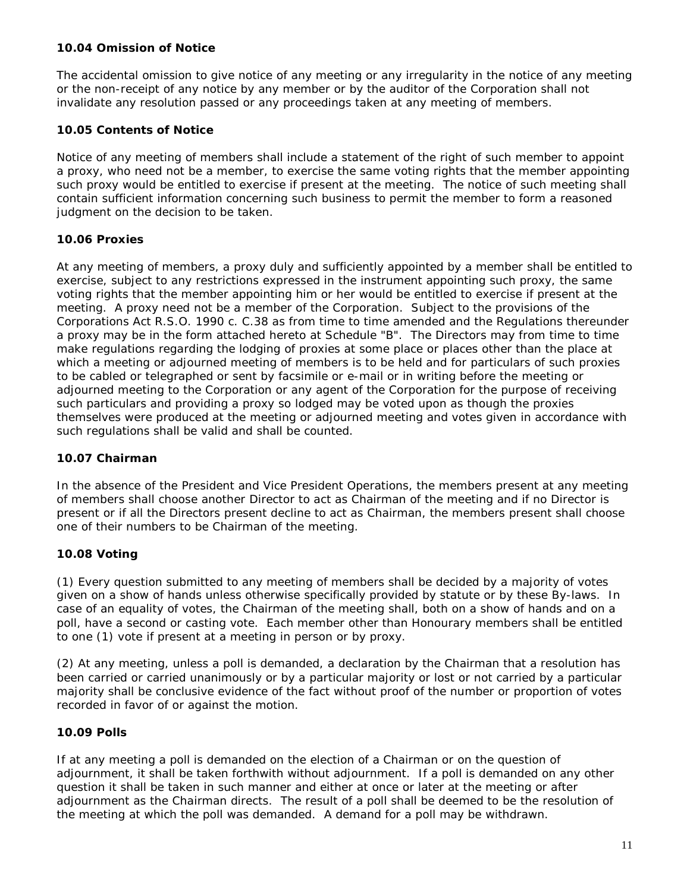**10.04 Omission of Notice**

The accidental omission to give notice of any meeting or any irregularity in the notice of any meeting or the non-receipt of any notice by any member or by the auditor of the Corporation shall not invalidate any resolution passed or any proceedings taken at any meeting of members.

**10.05 Contents of Notice**

Notice of any meeting of members shall include a statement of the right of such member to appoint a proxy, who need not be a member, to exercise the same voting rights that the member appointing such proxy would be entitled to exercise if present at the meeting. The notice of such meeting shall contain sufficient information concerning such business to permit the member to form a reasoned judgment on the decision to be taken.

**10.06 Proxies**

At any meeting of members, a proxy duly and sufficiently appointed by a member shall be entitled to exercise, subject to any restrictions expressed in the instrument appointing such proxy, the same voting rights that the member appointing him or her would be entitled to exercise if present at the meeting. A proxy need not be a member of the Corporation. Subject to the provisions of the Corporations Act R.S.O. 1990 c. C.38 as from time to time amended and the Regulations thereunder a proxy may be in the form attached hereto at Schedule "B". The Directors may from time to time make regulations regarding the lodging of proxies at some place or places other than the place at which a meeting or adjourned meeting of members is to be held and for particulars of such proxies to be cabled or telegraphed or sent by facsimile or e-mail or in writing before the meeting or adjourned meeting to the Corporation or any agent of the Corporation for the purpose of receiving such particulars and providing a proxy so lodged may be voted upon as though the proxies themselves were produced at the meeting or adjourned meeting and votes given in accordance with such regulations shall be valid and shall be counted.

**10.07 Chairman**

In the absence of the President and Vice President Operations, the members present at any meeting of members shall choose another Director to act as Chairman of the meeting and if no Director is present or if all the Directors present decline to act as Chairman, the members present shall choose one of their numbers to be Chairman of the meeting.

**10.08 Voting**

(1) Every question submitted to any meeting of members shall be decided by a majority of votes given on a show of hands unless otherwise specifically provided by statute or by these By-laws. In case of an equality of votes, the Chairman of the meeting shall, both on a show of hands and on a poll, have a second or casting vote. Each member other than Honourary members shall be entitled to one (1) vote if present at a meeting in person or by proxy.

(2) At any meeting, unless a poll is demanded, a declaration by the Chairman that a resolution has been carried or carried unanimously or by a particular majority or lost or not carried by a particular majority shall be conclusive evidence of the fact without proof of the number or proportion of votes recorded in favor of or against the motion.

**10.09 Polls**

If at any meeting a poll is demanded on the election of a Chairman or on the question of adjournment, it shall be taken forthwith without adjournment. If a poll is demanded on any other question it shall be taken in such manner and either at once or later at the meeting or after adjournment as the Chairman directs. The result of a poll shall be deemed to be the resolution of the meeting at which the poll was demanded. A demand for a poll may be withdrawn.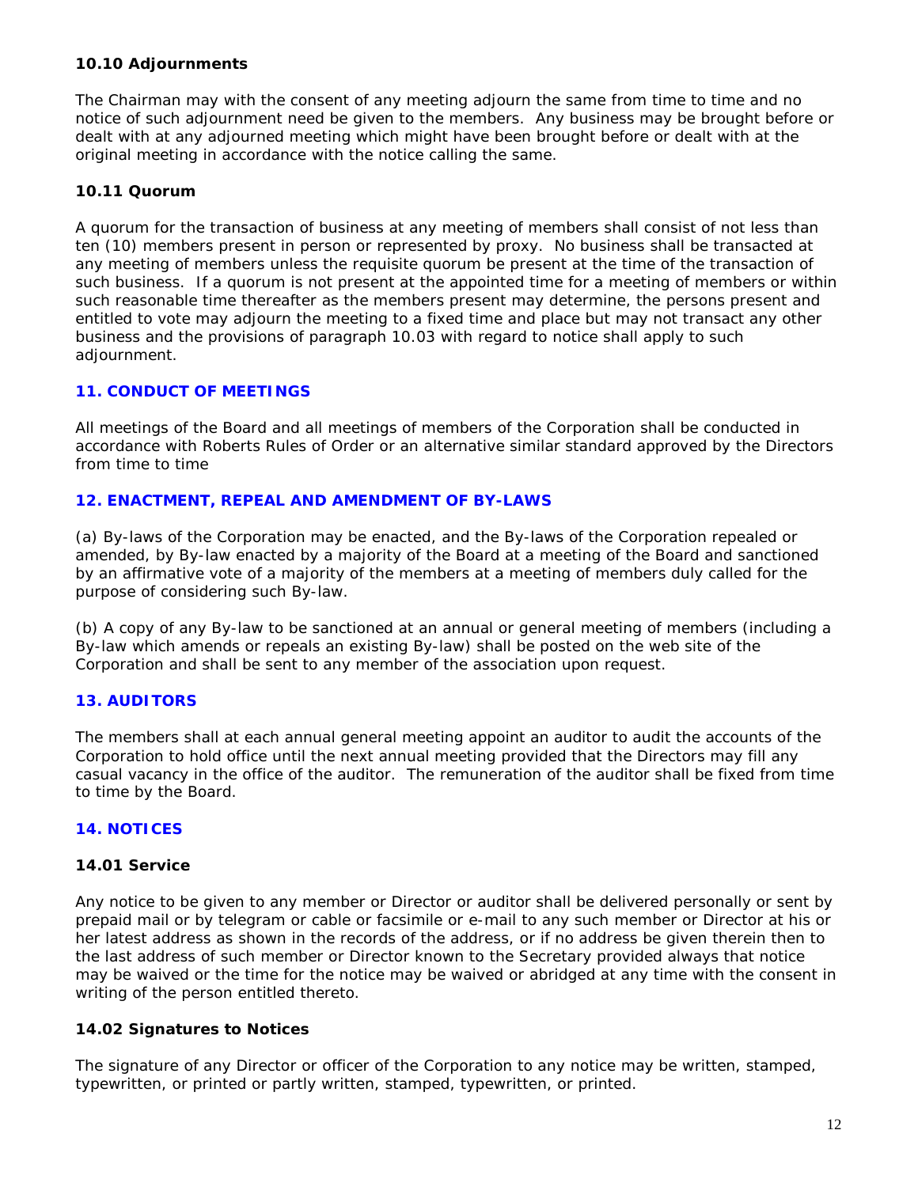### 10.10 Adjournments

The Chairman may with the consent of any meeting adjourn the same from time to time and no notice of such adjournment need be given to the members. Any business may be brought before or dealt with at any adjourned meeting which might have been brought before or dealt with at the original meeting in accordance with the notice calling the same.

### 10.11 Quorum

A quorum for the transaction of business at any meeting of members shall consist of not less than ten (10) members present in person or represented by proxy. No business shall be transacted at any meeting of members unless the requisite quorum be present at the time of the transaction of such business. If a quorum is not present at the appointed time for a meeting of members or within such reasonable time thereafter as the members present may determine, the persons present and entitled to vote may adjourn the meeting to a fixed time and place but may not transact any other business and the provisions of paragraph 10.03 with regard to notice shall apply to such adjournment.

## 11. CONDUCT OF MEETINGS

All meetings of the Board and all meetings of members of the Corporation shall be conducted in accordance with Roberts Rules of Order or an alternative similar standard approved by the Directors from time to time

## 12. ENACTMENT, REPEAL AND AMENDMENT OF BY-LAWS

(a) By-laws of the Corporation may be enacted, and the By-laws of the Corporation repealed or amended, by By-law enacted by a majority of the Board at a meeting of the Board and sanctioned by an affirmative vote of a majority of the members at a meeting of members duly called for the purpose of considering such By-law.

(b) A copy of any By-law to be sanctioned at an annual or general meeting of members (including a By-law which amends or repeals an existing By-law) shall be posted on the web site of the Corporation and shall be sent to any member of the association upon request.

## 13. AUDITORS

The members shall at each annual general meeting appoint an auditor to audit the accounts of the Corporation to hold office until the next annual meeting provided that the Directors may fill any casual vacancy in the office of the auditor. The remuneration of the auditor shall be fixed from time to time by the Board.

## 14. NOTICES

### 14.01 Service

Any notice to be given to any member or Director or auditor shall be delivered personally or sent by prepaid mail or by telegram or cable or facsimile or e-mail to any such member or Director at his or her latest address as shown in the records of the address, or if no address be given therein then to the last address of such member or Director known to the Secretary provided always that notice may be waived or the time for the notice may be waived or abridged at any time with the consent in writing of the person entitled thereto.

### 14.02 Signatures to Notices

The signature of any Director or officer of the Corporation to any notice may be written, stamped, typewritten, or printed or partly written, stamped, typewritten, or printed.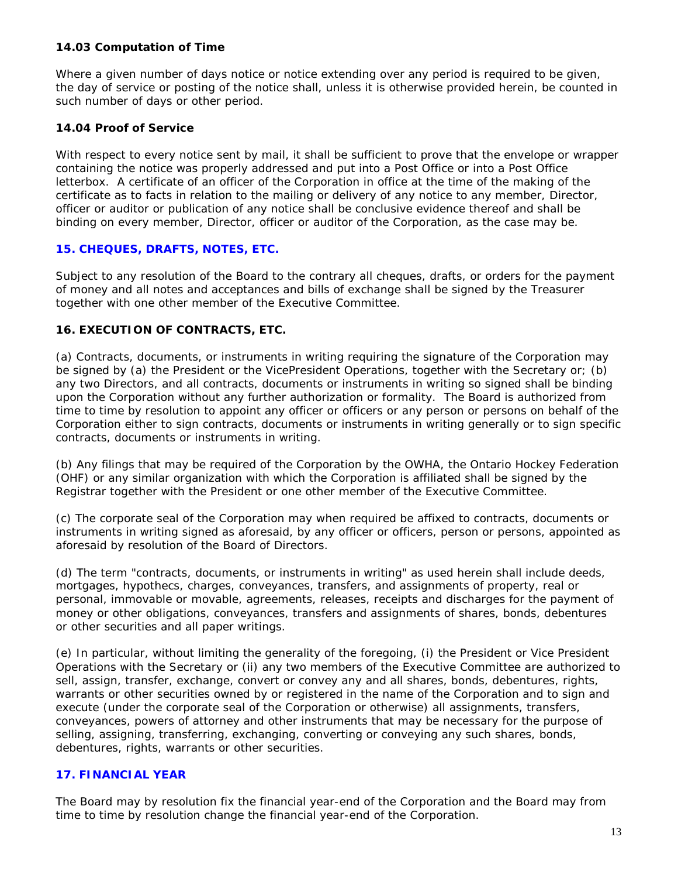### 14.03 Computation of Time

Where a given number of days notice or notice extending over any period is required to be given, the day of service or posting of the notice shall, unless it is otherwise provided herein, be counted in such number of days or other period.

### 14.04 Proof of Service

With respect to every notice sent by mail, it shall be sufficient to prove that the envelope or wrapper containing the notice was properly addressed and put into a Post Office or into a Post Office letterbox. A certificate of an officer of the Corporation in office at the time of the making of the certificate as to facts in relation to the mailing or delivery of any notice to any member, Director, officer or auditor or publication of any notice shall be conclusive evidence thereof and shall be binding on every member, Director, officer or auditor of the Corporation, as the case may be.

## 15. CHEQUES, DRAFTS, NOTES, ETC.

Subject to any resolution of the Board to the contrary all cheques, drafts, or orders for the payment of money and all notes and acceptances and bills of exchange shall be signed by the Treasurer together with one other member of the Executive Committee.

## 16. EXECUTION OF CONTRACTS, ETC.

(a) Contracts, documents, or instruments in writing requiring the signature of the Corporation may be signed by (a) the President or the VicePresident Operations, together with the Secretary or; (b) any two Directors, and all contracts, documents or instruments in writing so signed shall be binding upon the Corporation without any further authorization or formality. The Board is authorized from time to time by resolution to appoint any officer or officers or any person or persons on behalf of the Corporation either to sign contracts, documents or instruments in writing generally or to sign specific contracts, documents or instruments in writing.

(b) Any filings that may be required of the Corporation by the OWHA, the Ontario Hockey Federation (OHF) or any similar organization with which the Corporation is affiliated shall be signed by the Registrar together with the President or one other member of the Executive Committee.

(c) The corporate seal of the Corporation may when required be affixed to contracts, documents or instruments in writing signed as aforesaid, by any officer or officers, person or persons, appointed as aforesaid by resolution of the Board of Directors.

(d) The term "contracts, documents, or instruments in writing" as used herein shall include deeds, mortgages, hypothecs, charges, conveyances, transfers, and assignments of property, real or personal, immovable or movable, agreements, releases, receipts and discharges for the payment of money or other obligations, conveyances, transfers and assignments of shares, bonds, debentures or other securities and all paper writings.

(e) In particular, without limiting the generality of the foregoing, (i) the President or Vice President Operations with the Secretary or (ii) any two members of the Executive Committee are authorized to sell, assign, transfer, exchange, convert or convey any and all shares, bonds, debentures, rights, warrants or other securities owned by or registered in the name of the Corporation and to sign and execute (under the corporate seal of the Corporation or otherwise) all assignments, transfers, conveyances, powers of attorney and other instruments that may be necessary for the purpose of selling, assigning, transferring, exchanging, converting or conveying any such shares, bonds, debentures, rights, warrants or other securities.

## 17. FINANCIAL YEAR

The Board may by resolution fix the financial year-end of the Corporation and the Board may from time to time by resolution change the financial year-end of the Corporation.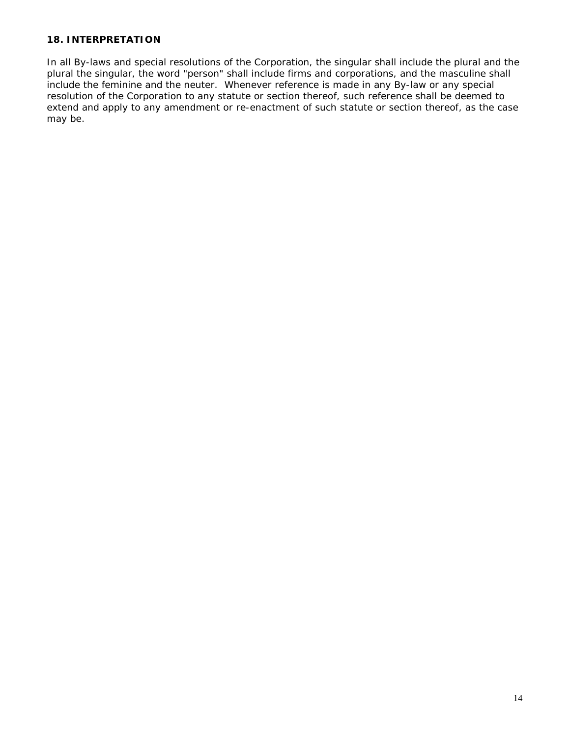## 18. INTERPRETATION

In all By-laws and special resolutions of the Corporation, the singular shall include the plural and the plural the singular, the word "person" shall include firms and corporations, and the masculine shall include the feminine and the neuter. Whenever reference is made in any By-law or any special resolution of the Corporation to any statute or section thereof, such reference shall be deemed to extend and apply to any amendment or re-enactment of such statute or section thereof, as the case may be.